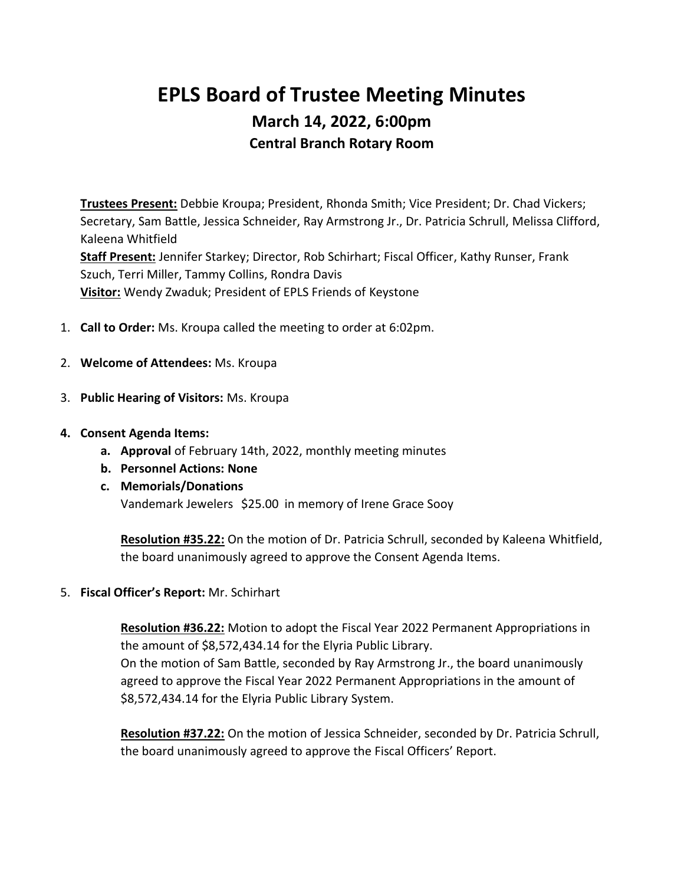# EPLS Board of Trustee Meeting Minutes

## March 14, 2022, 6:00pm

### Central Branch Rotary Room

**Trustees Present:** Debbie Kroupa; President, Rhonda Smith; Vice President; Dr. Chad Vickers; Secretary, Sam Battle, Jessica Schneider, Ray Armstrong Jr., Dr. Patricia Schrull, Melissa Clifford, Kaleena Whitfield
**Staff Present:** Jennifer Starkey; Director, Rob Schirhart; Fiscal Officer, Kathy Runser, Frank Szuch, Terri Miller, Tammy Collins, Rondra Davis
**Visitor:** Wendy Zwaduk; President of EPLS Friends of Keystone

1. **Call to Order:** Ms. Kroupa called the meeting to order at 6:02pm.
2. **Welcome of Attendees:** Ms. Kroupa
3. **Public Hearing of Visitors:** Ms. Kroupa
4. **Consent Agenda Items:**
   a. **Approval** of February 14th, 2022, monthly meeting minutes
   b. **Personnel Actions: None**
   c. **Memorials/Donations**
      Vandemark Jewelers $25.00 in memory of Irene Grace Sooy

   **Resolution #35.22:** On the motion of Dr. Patricia Schrull, seconded by Kaleena Whitfield, the board unanimously agreed to approve the Consent Agenda Items.

5. **Fiscal Officer's Report:** Mr. Schirhart

   **Resolution #36.22:** Motion to adopt the Fiscal Year 2022 Permanent Appropriations in the amount of $8,572,434.14 for the Elyria Public Library.
   On the motion of Sam Battle, seconded by Ray Armstrong Jr., the board unanimously agreed to approve the Fiscal Year 2022 Permanent Appropriations in the amount of $8,572,434.14 for the Elyria Public Library System.

   **Resolution #37.22:** On the motion of Jessica Schneider, seconded by Dr. Patricia Schrull, the board unanimously agreed to approve the Fiscal Officers' Report.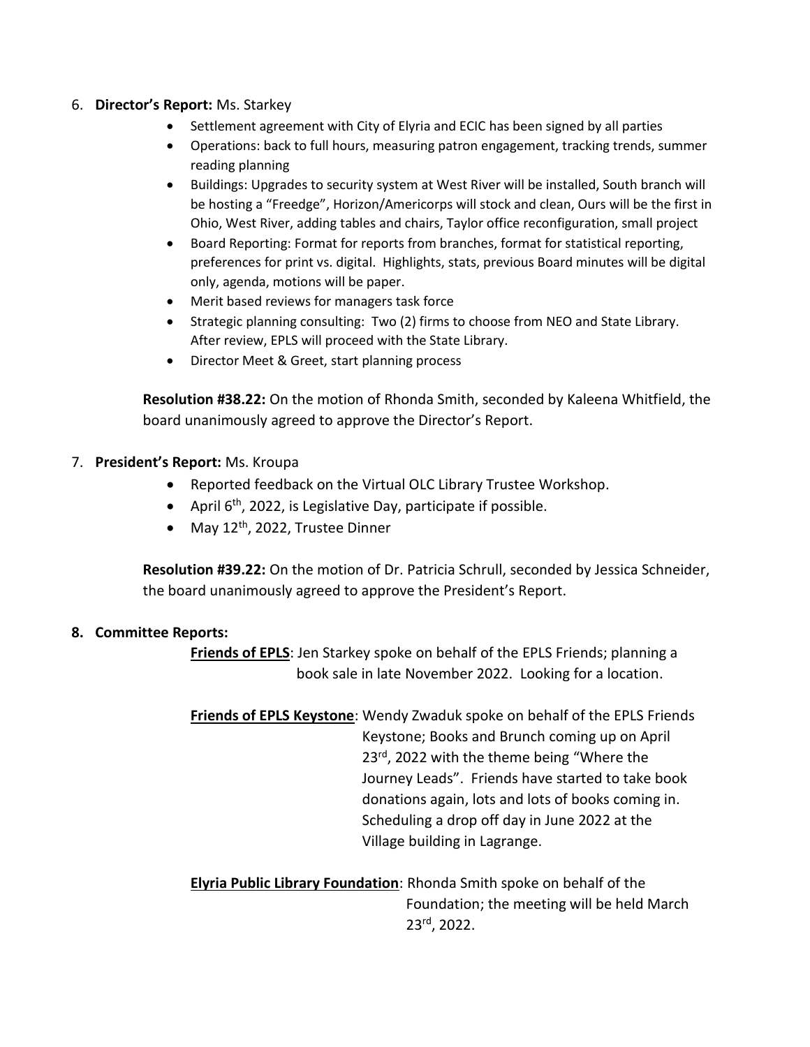6. **Director's Report:** Ms. Starkey
    - Settlement agreement with City of Elyria and ECIC has been signed by all parties
    - Operations: back to full hours, measuring patron engagement, tracking trends, summer reading planning
    - Buildings: Upgrades to security system at West River will be installed, South branch will be hosting a "Freedge", Horizon/Americorps will stock and clean, Ours will be the first in Ohio, West River, adding tables and chairs, Taylor office reconfiguration, small project
    - Board Reporting: Format for reports from branches, format for statistical reporting, preferences for print vs. digital. Highlights, stats, previous Board minutes will be digital only, agenda, motions will be paper.
    - Merit based reviews for managers task force
    - Strategic planning consulting: Two (2) firms to choose from NEO and State Library. After review, EPLS will proceed with the State Library.
    - Director Meet & Greet, start planning process

    **Resolution #38.22:** On the motion of Rhonda Smith, seconded by Kaleena Whitfield, the board unanimously agreed to approve the Director's Report.

7. **President's Report:** Ms. Kroupa
    - Reported feedback on the Virtual OLC Library Trustee Workshop.
    - April 6th, 2022, is Legislative Day, participate if possible.
    - May 12th, 2022, Trustee Dinner

    **Resolution #39.22:** On the motion of Dr. Patricia Schrull, seconded by Jessica Schneider, the board unanimously agreed to approve the President's Report.

8. **Committee Reports:**

    **Friends of EPLS**: Jen Starkey spoke on behalf of the EPLS Friends; planning a book sale in late November 2022. Looking for a location.

    **Friends of EPLS Keystone**: Wendy Zwaduk spoke on behalf of the EPLS Friends Keystone; Books and Brunch coming up on April 23rd, 2022 with the theme being "Where the Journey Leads". Friends have started to take book donations again, lots and lots of books coming in. Scheduling a drop off day in June 2022 at the Village building in Lagrange.

    **Elyria Public Library Foundation**: Rhonda Smith spoke on behalf of the Foundation; the meeting will be held March 23rd, 2022.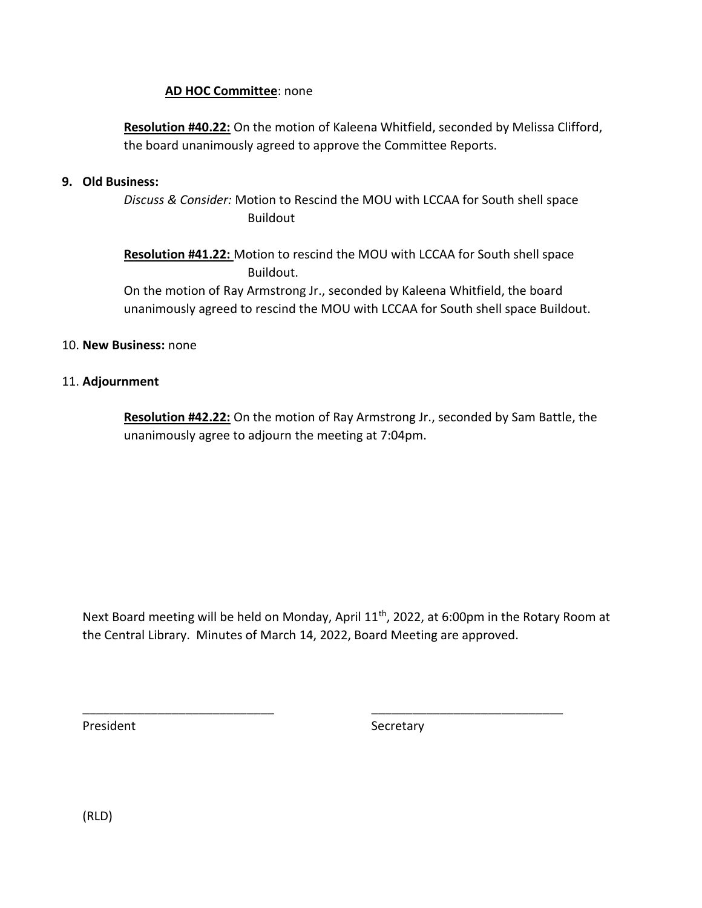**AD HOC Committee**: none

**Resolution #40.22:** On the motion of Kaleena Whitfield, seconded by Melissa Clifford, the board unanimously agreed to approve the Committee Reports.

**9. Old Business:**

*Discuss & Consider:* Motion to Rescind the MOU with LCCAA for South shell space Buildout

**Resolution #41.22:** Motion to rescind the MOU with LCCAA for South shell space Buildout.
On the motion of Ray Armstrong Jr., seconded by Kaleena Whitfield, the board unanimously agreed to rescind the MOU with LCCAA for South shell space Buildout.

10. **New Business:** none

11. **Adjournment**

**Resolution #42.22:** On the motion of Ray Armstrong Jr., seconded by Sam Battle, the unanimously agree to adjourn the meeting at 7:04pm.

Next Board meeting will be held on Monday, April 11th, 2022, at 6:00pm in the Rotary Room at the Central Library. Minutes of March 14, 2022, Board Meeting are approved.

____________________________ ____________________________

President Secretary

(RLD)